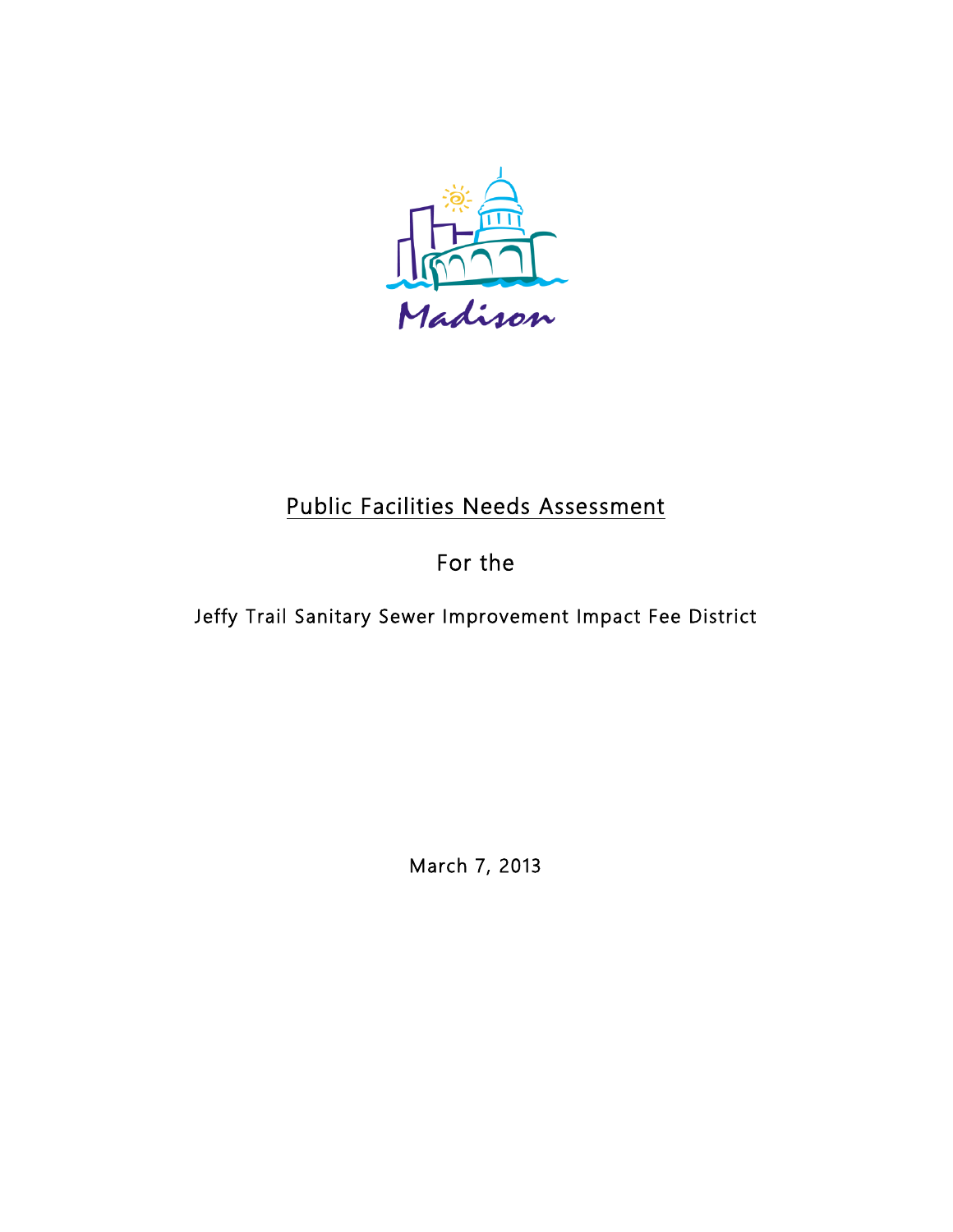Madison

# Public Facilities Needs Assessment

For the

Jeffy Trail Sanitary Sewer Improvement Impact Fee District

March 7, 2013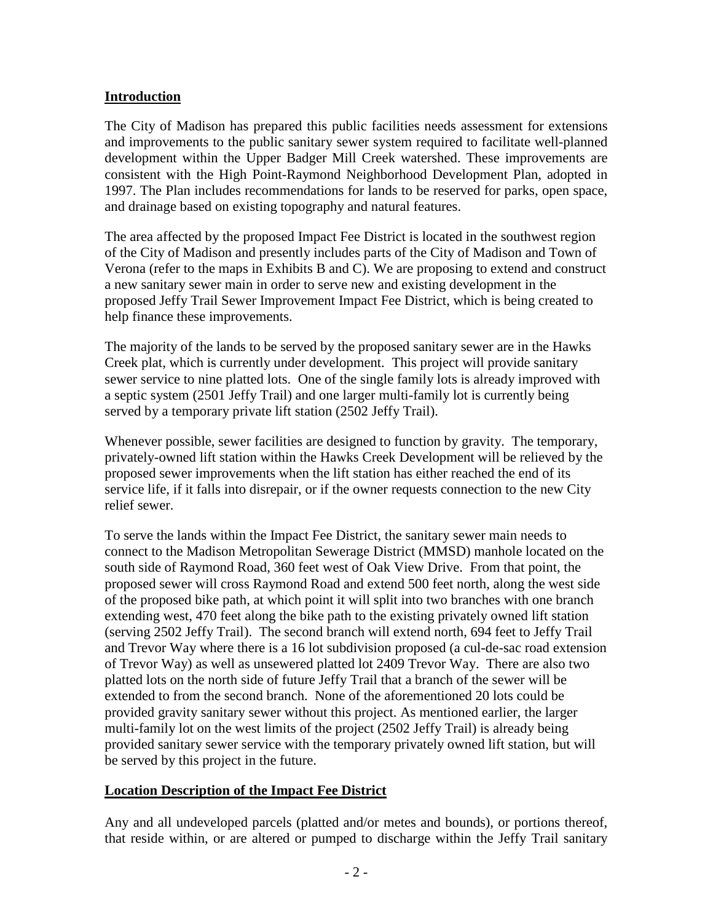## Introduction

The City of Madison has prepared this public facilities needs assessment for extensions and improvements to the public sanitary sewer system required to facilitate well-planned development within the Upper Badger Mill Creek watershed. These improvements are consistent with the High Point-Raymond Neighborhood Development Plan, adopted in 1997. The Plan includes recommendations for lands to be reserved for parks, open space, and drainage based on existing topography and natural features.

The area affected by the proposed Impact Fee District is located in the southwest region of the City of Madison and presently includes parts of the City of Madison and Town of Verona (refer to the maps in Exhibits B and C). We are proposing to extend and construct a new sanitary sewer main in order to serve new and existing development in the proposed Jeffy Trail Sewer Improvement Impact Fee District, which is being created to help finance these improvements.

The majority of the lands to be served by the proposed sanitary sewer are in the Hawks Creek plat, which is currently under development. This project will provide sanitary sewer service to nine platted lots. One of the single family lots is already improved with a septic system (2501 Jeffy Trail) and one larger multi-family lot is currently being served by a temporary private lift station (2502 Jeffy Trail).

Whenever possible, sewer facilities are designed to function by gravity. The temporary, privately-owned lift station within the Hawks Creek Development will be relieved by the proposed sewer improvements when the lift station has either reached the end of its service life, if it falls into disrepair, or if the owner requests connection to the new City relief sewer.

To serve the lands within the Impact Fee District, the sanitary sewer main needs to connect to the Madison Metropolitan Sewerage District (MMSD) manhole located on the south side of Raymond Road, 360 feet west of Oak View Drive. From that point, the proposed sewer will cross Raymond Road and extend 500 feet north, along the west side of the proposed bike path, at which point it will split into two branches with one branch extending west, 470 feet along the bike path to the existing privately owned lift station (serving 2502 Jeffy Trail). The second branch will extend north, 694 feet to Jeffy Trail and Trevor Way where there is a 16 lot subdivision proposed (a cul-de-sac road extension of Trevor Way) as well as unsewered platted lot 2409 Trevor Way. There are also two platted lots on the north side of future Jeffy Trail that a branch of the sewer will be extended to from the second branch. None of the aforementioned 20 lots could be provided gravity sanitary sewer without this project. As mentioned earlier, the larger multi-family lot on the west limits of the project (2502 Jeffy Trail) is already being provided sanitary sewer service with the temporary privately owned lift station, but will be served by this project in the future.

## Location Description of the Impact Fee District

Any and all undeveloped parcels (platted and/or metes and bounds), or portions thereof, that reside within, or are altered or pumped to discharge within the Jeffy Trail sanitary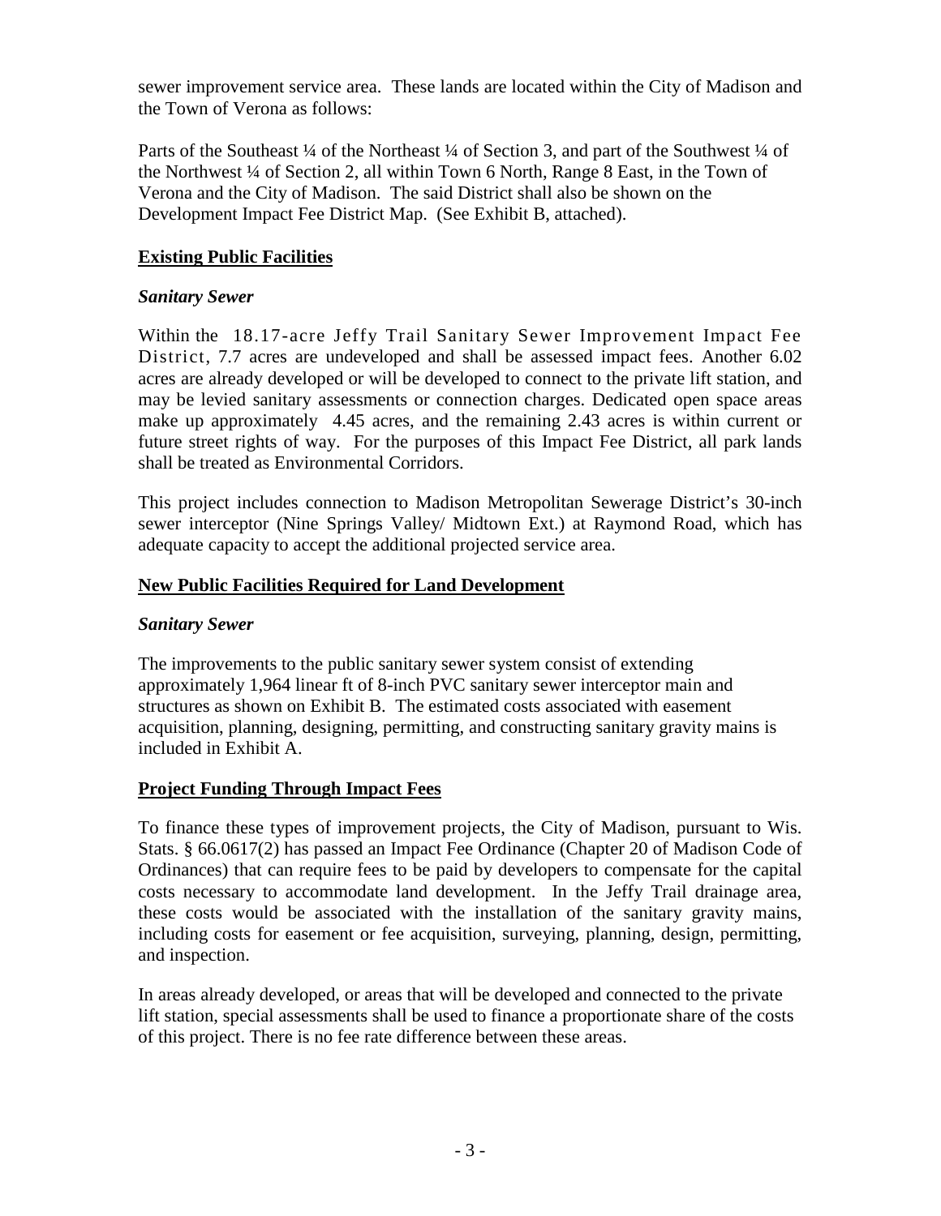sewer improvement service area. These lands are located within the City of Madison and the Town of Verona as follows:

Parts of the Southeast ¼ of the Northeast ¼ of Section 3, and part of the Southwest ¼ of the Northwest ¼ of Section 2, all within Town 6 North, Range 8 East, in the Town of Verona and the City of Madison. The said District shall also be shown on the Development Impact Fee District Map. (See Exhibit B, attached).

## Existing Public Facilities

### *Sanitary Sewer*

Within the 18.17-acre Jeffy Trail Sanitary Sewer Improvement Impact Fee District, 7.7 acres are undeveloped and shall be assessed impact fees. Another 6.02 acres are already developed or will be developed to connect to the private lift station, and may be levied sanitary assessments or connection charges. Dedicated open space areas make up approximately 4.45 acres, and the remaining 2.43 acres is within current or future street rights of way. For the purposes of this Impact Fee District, all park lands shall be treated as Environmental Corridors.

This project includes connection to Madison Metropolitan Sewerage District's 30-inch sewer interceptor (Nine Springs Valley/ Midtown Ext.) at Raymond Road, which has adequate capacity to accept the additional projected service area.

## New Public Facilities Required for Land Development

### *Sanitary Sewer*

The improvements to the public sanitary sewer system consist of extending approximately 1,964 linear ft of 8-inch PVC sanitary sewer interceptor main and structures as shown on Exhibit B. The estimated costs associated with easement acquisition, planning, designing, permitting, and constructing sanitary gravity mains is included in Exhibit A.

## Project Funding Through Impact Fees

To finance these types of improvement projects, the City of Madison, pursuant to Wis. Stats. § 66.0617(2) has passed an Impact Fee Ordinance (Chapter 20 of Madison Code of Ordinances) that can require fees to be paid by developers to compensate for the capital costs necessary to accommodate land development. In the Jeffy Trail drainage area, these costs would be associated with the installation of the sanitary gravity mains, including costs for easement or fee acquisition, surveying, planning, design, permitting, and inspection.

In areas already developed, or areas that will be developed and connected to the private lift station, special assessments shall be used to finance a proportionate share of the costs of this project. There is no fee rate difference between these areas.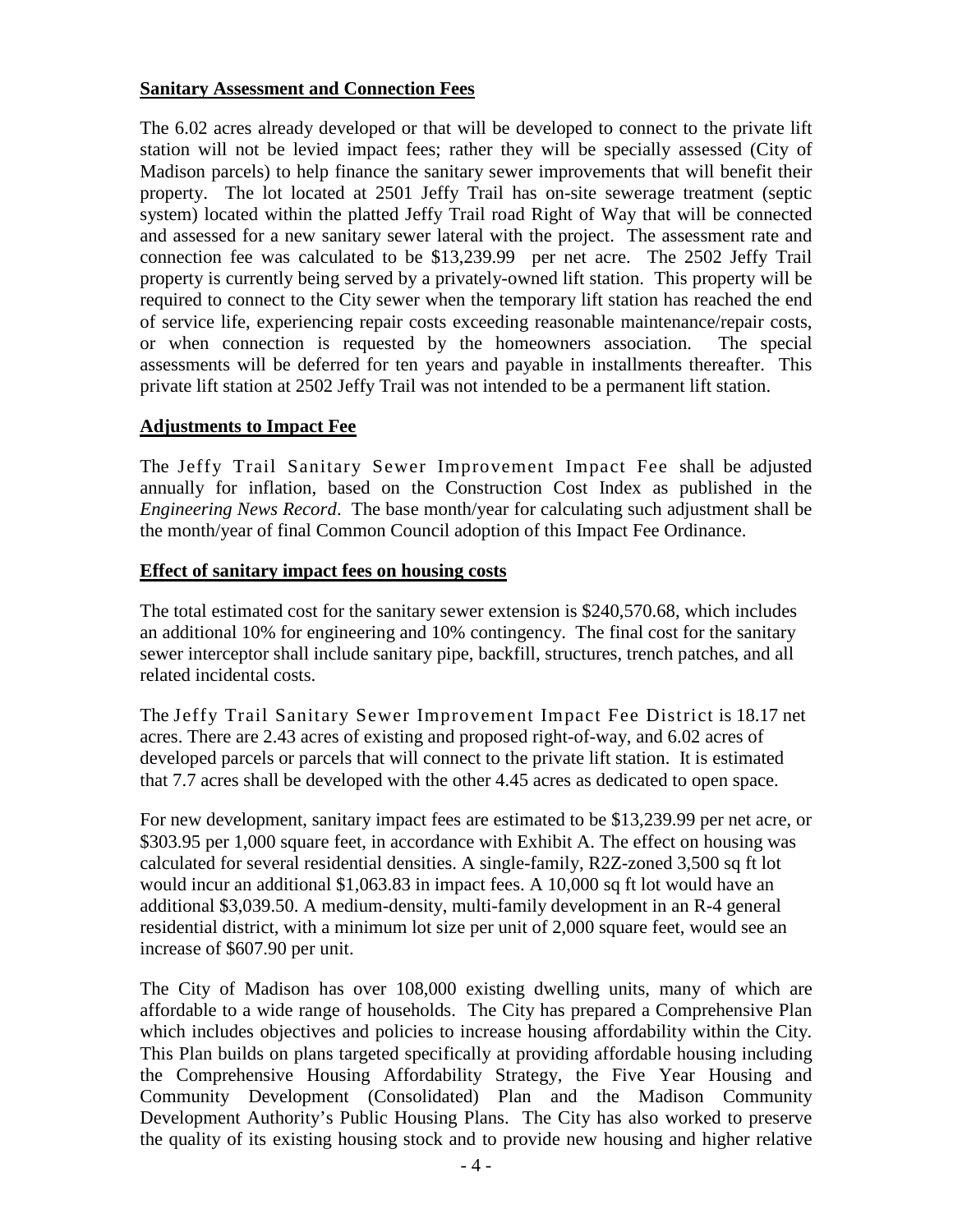**Sanitary Assessment and Connection Fees**

The 6.02 acres already developed or that will be developed to connect to the private lift station will not be levied impact fees; rather they will be specially assessed (City of Madison parcels) to help finance the sanitary sewer improvements that will benefit their property. The lot located at 2501 Jeffy Trail has on-site sewerage treatment (septic system) located within the platted Jeffy Trail road Right of Way that will be connected and assessed for a new sanitary sewer lateral with the project. The assessment rate and connection fee was calculated to be $13,239.99 per net acre. The 2502 Jeffy Trail property is currently being served by a privately-owned lift station. This property will be required to connect to the City sewer when the temporary lift station has reached the end of service life, experiencing repair costs exceeding reasonable maintenance/repair costs, or when connection is requested by the homeowners association. The special assessments will be deferred for ten years and payable in installments thereafter. This private lift station at 2502 Jeffy Trail was not intended to be a permanent lift station.

**Adjustments to Impact Fee**

The Jeffy Trail Sanitary Sewer Improvement Impact Fee shall be adjusted annually for inflation, based on the Construction Cost Index as published in the *Engineering News Record*. The base month/year for calculating such adjustment shall be the month/year of final Common Council adoption of this Impact Fee Ordinance.

**Effect of sanitary impact fees on housing costs**

The total estimated cost for the sanitary sewer extension is $240,570.68, which includes an additional 10% for engineering and 10% contingency. The final cost for the sanitary sewer interceptor shall include sanitary pipe, backfill, structures, trench patches, and all related incidental costs.

The Jeffy Trail Sanitary Sewer Improvement Impact Fee District is 18.17 net acres. There are 2.43 acres of existing and proposed right-of-way, and 6.02 acres of developed parcels or parcels that will connect to the private lift station. It is estimated that 7.7 acres shall be developed with the other 4.45 acres as dedicated to open space.

For new development, sanitary impact fees are estimated to be $13,239.99 per net acre, or $303.95 per 1,000 square feet, in accordance with Exhibit A. The effect on housing was calculated for several residential densities. A single-family, R2Z-zoned 3,500 sq ft lot would incur an additional $1,063.83 in impact fees. A 10,000 sq ft lot would have an additional $3,039.50. A medium-density, multi-family development in an R-4 general residential district, with a minimum lot size per unit of 2,000 square feet, would see an increase of $607.90 per unit.

The City of Madison has over 108,000 existing dwelling units, many of which are affordable to a wide range of households. The City has prepared a Comprehensive Plan which includes objectives and policies to increase housing affordability within the City. This Plan builds on plans targeted specifically at providing affordable housing including the Comprehensive Housing Affordability Strategy, the Five Year Housing and Community Development (Consolidated) Plan and the Madison Community Development Authority's Public Housing Plans. The City has also worked to preserve the quality of its existing housing stock and to provide new housing and higher relative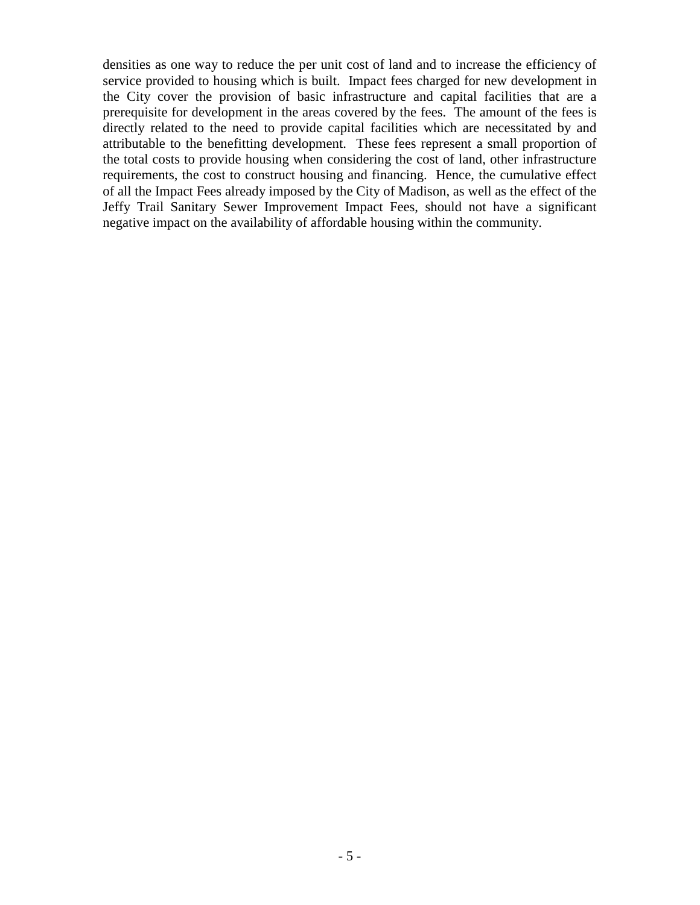densities as one way to reduce the per unit cost of land and to increase the efficiency of service provided to housing which is built. Impact fees charged for new development in the City cover the provision of basic infrastructure and capital facilities that are a prerequisite for development in the areas covered by the fees. The amount of the fees is directly related to the need to provide capital facilities which are necessitated by and attributable to the benefitting development. These fees represent a small proportion of the total costs to provide housing when considering the cost of land, other infrastructure requirements, the cost to construct housing and financing. Hence, the cumulative effect of all the Impact Fees already imposed by the City of Madison, as well as the effect of the Jeffy Trail Sanitary Sewer Improvement Impact Fees, should not have a significant negative impact on the availability of affordable housing within the community.